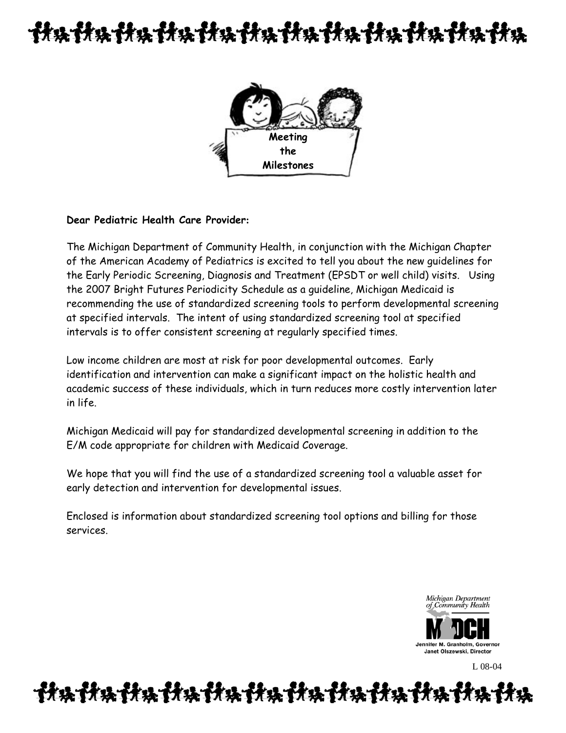**Meeting the Milestones**

**Dear Pediatric Health Care Provider:**

The Michigan Department of Community Health, in conjunction with the Michigan Chapter of the American Academy of Pediatrics is excited to tell you about the new guidelines for the Early Periodic Screening, Diagnosis and Treatment (EPSDT or well child) visits. Using the 2007 Bright Futures Periodicity Schedule as a guideline, Michigan Medicaid is recommending the use of standardized screening tools to perform developmental screening at specified intervals. The intent of using standardized screening tool at specified intervals is to offer consistent screening at regularly specified times.

Low income children are most at risk for poor developmental outcomes. Early identification and intervention can make a significant impact on the holistic health and academic success of these individuals, which in turn reduces more costly intervention later in life.

Michigan Medicaid will pay for standardized developmental screening in addition to the E/M code appropriate for children with Medicaid Coverage.

We hope that you will find the use of a standardized screening tool a valuable asset for early detection and intervention for developmental issues.

Enclosed is information about standardized screening tool options and billing for those services.

Michigan Department of Community Health
MDCH
Jennifer M. Granholm, Governor
Janet Olszewski, Director

L 08-04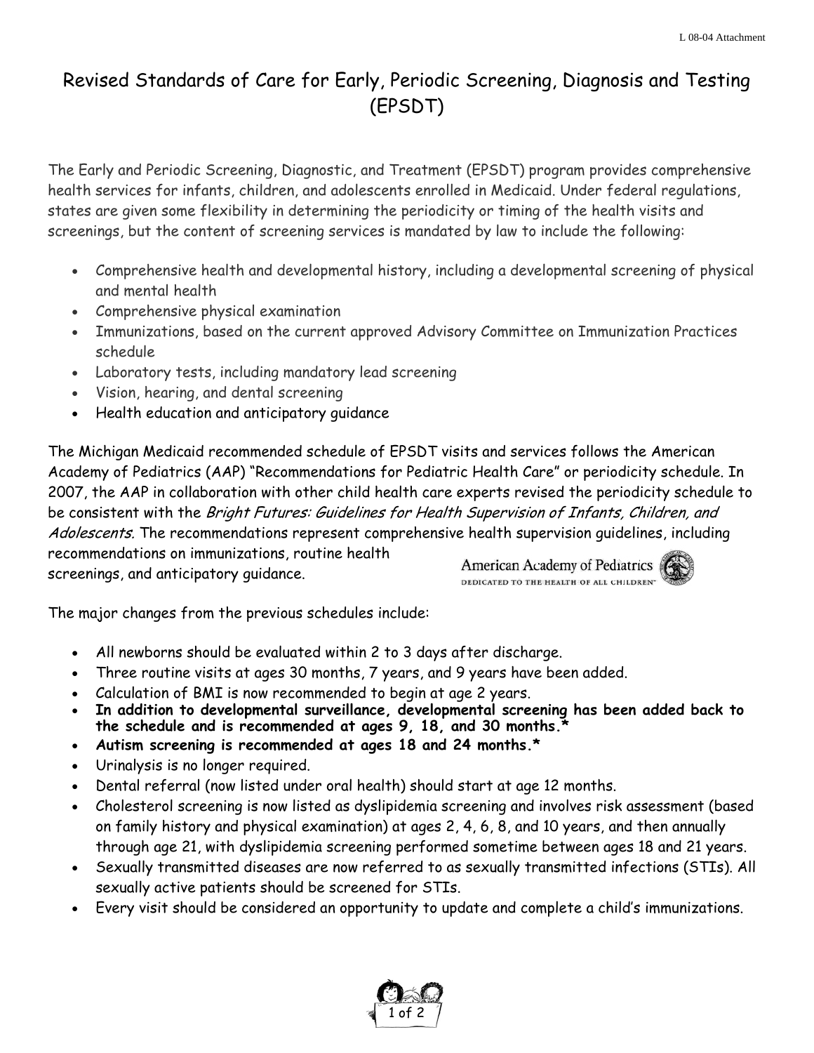# Revised Standards of Care for Early, Periodic Screening, Diagnosis and Testing (EPSDT)

The Early and Periodic Screening, Diagnostic, and Treatment (EPSDT) program provides comprehensive health services for infants, children, and adolescents enrolled in Medicaid. Under federal regulations, states are given some flexibility in determining the periodicity or timing of the health visits and screenings, but the content of screening services is mandated by law to include the following:

- Comprehensive health and developmental history, including a developmental screening of physical and mental health
- Comprehensive physical examination
- Immunizations, based on the current approved Advisory Committee on Immunization Practices schedule
- Laboratory tests, including mandatory lead screening
- Vision, hearing, and dental screening
- Health education and anticipatory guidance

The Michigan Medicaid recommended schedule of EPSDT visits and services follows the American Academy of Pediatrics (AAP) "Recommendations for Pediatric Health Care" or periodicity schedule. In 2007, the AAP in collaboration with other child health care experts revised the periodicity schedule to be consistent with the *Bright Futures: Guidelines for Health Supervision of Infants, Children, and Adolescents.* The recommendations represent comprehensive health supervision guidelines, including recommendations on immunizations, routine health screenings, and anticipatory guidance.

American Academy of Pediatrics
DEDICATED TO THE HEALTH OF ALL CHILDREN

The major changes from the previous schedules include:

- All newborns should be evaluated within 2 to 3 days after discharge.
- Three routine visits at ages 30 months, 7 years, and 9 years have been added.
- Calculation of BMI is now recommended to begin at age 2 years.
- **In addition to developmental surveillance, developmental screening has been added back to the schedule and is recommended at ages 9, 18, and 30 months.***
- **Autism screening is recommended at ages 18 and 24 months.***
- Urinalysis is no longer required.
- Dental referral (now listed under oral health) should start at age 12 months.
- Cholesterol screening is now listed as dyslipidemia screening and involves risk assessment (based on family history and physical examination) at ages 2, 4, 6, 8, and 10 years, and then annually through age 21, with dyslipidemia screening performed sometime between ages 18 and 21 years.
- Sexually transmitted diseases are now referred to as sexually transmitted infections (STIs). All sexually active patients should be screened for STIs.
- Every visit should be considered an opportunity to update and complete a child's immunizations.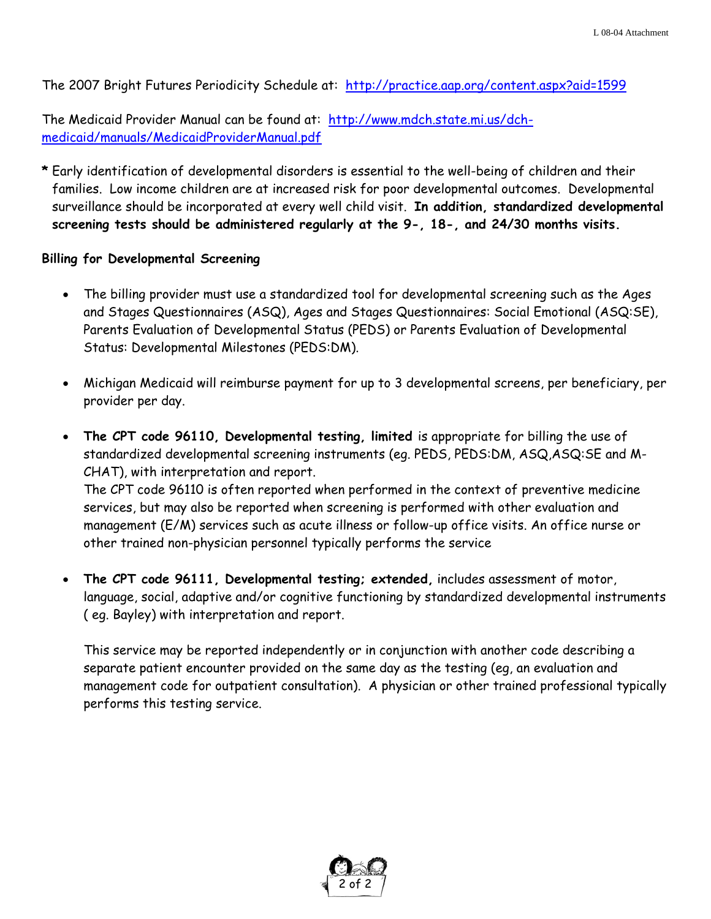The 2007 Bright Futures Periodicity Schedule at: [http://practice.aap.org/content.aspx?aid=1599](http://practice.aap.org/content.aspx?aid=1599)

The Medicaid Provider Manual can be found at: [http://www.mdch.state.mi.us/dch-medicaid/manuals/MedicaidProviderManual.pdf](http://www.mdch.state.mi.us/dch-medicaid/manuals/MedicaidProviderManual.pdf)

* Early identification of developmental disorders is essential to the well-being of children and their families. Low income children are at increased risk for poor developmental outcomes. Developmental surveillance should be incorporated at every well child visit. **In addition, standardized developmental screening tests should be administered regularly at the 9-, 18-, and 24/30 months visits.**

**Billing for Developmental Screening**

- The billing provider must use a standardized tool for developmental screening such as the Ages and Stages Questionnaires (ASQ), Ages and Stages Questionnaires: Social Emotional (ASQ:SE), Parents Evaluation of Developmental Status (PEDS) or Parents Evaluation of Developmental Status: Developmental Milestones (PEDS:DM).

- Michigan Medicaid will reimburse payment for up to 3 developmental screens, per beneficiary, per provider per day.

- **The CPT code 96110, Developmental testing, limited** is appropriate for billing the use of standardized developmental screening instruments (eg. PEDS, PEDS:DM, ASQ,ASQ:SE and M-CHAT), with interpretation and report.
  The CPT code 96110 is often reported when performed in the context of preventive medicine services, but may also be reported when screening is performed with other evaluation and management (E/M) services such as acute illness or follow-up office visits. An office nurse or other trained non-physician personnel typically performs the service

- **The CPT code 96111, Developmental testing; extended,** includes assessment of motor, language, social, adaptive and/or cognitive functioning by standardized developmental instruments ( eg. Bayley) with interpretation and report.

  This service may be reported independently or in conjunction with another code describing a separate patient encounter provided on the same day as the testing (eg, an evaluation and management code for outpatient consultation). A physician or other trained professional typically performs this testing service.